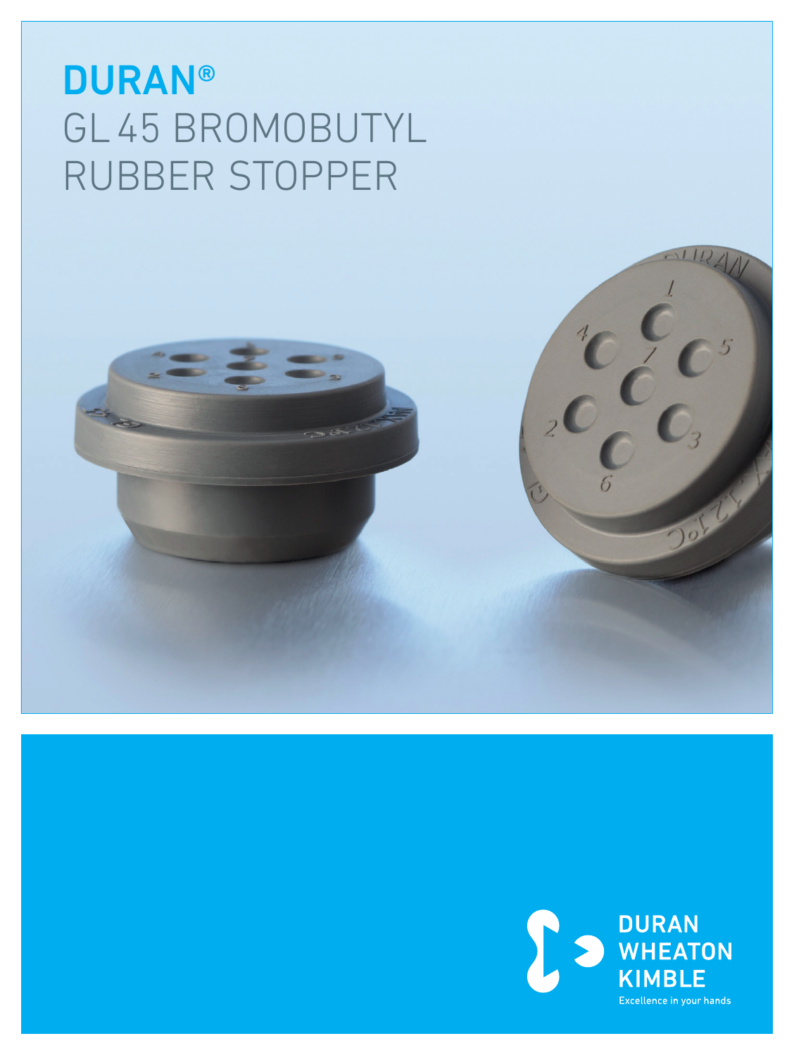# DURAN®

# GL 45 BROMOBUTYL RUBBER STOPPER

DURAN WHEATON KIMBLE

Excellence in your hands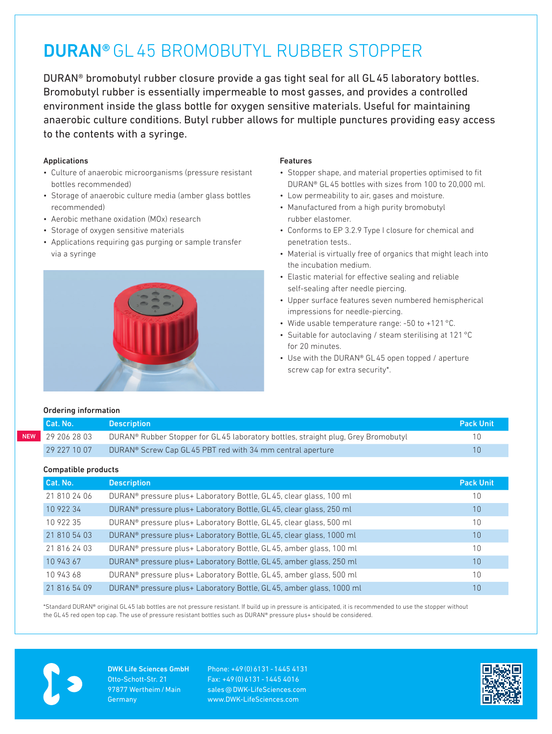# DURAN® GL 45 BROMOBUTYL RUBBER STOPPER

DURAN® bromobutyl rubber closure provide a gas tight seal for all GL 45 laboratory bottles. Bromobutyl rubber is essentially impermeable to most gasses, and provides a controlled environment inside the glass bottle for oxygen sensitive materials. Useful for maintaining anaerobic culture conditions. Butyl rubber allows for multiple punctures providing easy access to the contents with a syringe.

### Applications

- Culture of anaerobic microorganisms (pressure resistant bottles recommended)
- Storage of anaerobic culture media (amber glass bottles recommended)
- Aerobic methane oxidation (MOx) research
- Storage of oxygen sensitive materials
- Applications requiring gas purging or sample transfer via a syringe

### Features

- Stopper shape, and material properties optimised to fit DURAN® GL 45 bottles with sizes from 100 to 20,000 ml.
- Low permeability to air, gases and moisture.
- Manufactured from a high purity bromobutyl rubber elastomer.
- Conforms to EP 3.2.9 Type I closure for chemical and penetration tests..
- Material is virtually free of organics that might leach into the incubation medium.
- Elastic material for effective sealing and reliable self-sealing after needle piercing.
- Upper surface features seven numbered hemispherical impressions for needle-piercing.
- Wide usable temperature range: -50 to +121 °C.
- Suitable for autoclaving / steam sterilising at 121 °C for 20 minutes.
- Use with the DURAN® GL 45 open topped / aperture screw cap for extra security*.

### Ordering information

| | Cat. No. | Description | Pack Unit |
|---|---|---|---|
| NEW | 29 206 28 03 | DURAN® Rubber Stopper for GL 45 laboratory bottles, straight plug, Grey Bromobutyl | 10 |
| | 29 227 10 07 | DURAN® Screw Cap GL 45 PBT red with 34 mm central aperture | 10 |

### Compatible products

| Cat. No. | Description | Pack Unit |
|---|---|---|
| 21 810 24 06 | DURAN® pressure plus+ Laboratory Bottle, GL 45, clear glass, 100 ml | 10 |
| 10 922 34 | DURAN® pressure plus+ Laboratory Bottle, GL 45, clear glass, 250 ml | 10 |
| 10 922 35 | DURAN® pressure plus+ Laboratory Bottle, GL 45, clear glass, 500 ml | 10 |
| 21 810 54 03 | DURAN® pressure plus+ Laboratory Bottle, GL 45, clear glass, 1000 ml | 10 |
| 21 816 24 03 | DURAN® pressure plus+ Laboratory Bottle, GL 45, amber glass, 100 ml | 10 |
| 10 943 67 | DURAN® pressure plus+ Laboratory Bottle, GL 45, amber glass, 250 ml | 10 |
| 10 943 68 | DURAN® pressure plus+ Laboratory Bottle, GL 45, amber glass, 500 ml | 10 |
| 21 816 54 09 | DURAN® pressure plus+ Laboratory Bottle, GL 45, amber glass, 1000 ml | 10 |

*Standard DURAN® original GL 45 lab bottles are not pressure resistant. If build up in pressure is anticipated, it is recommended to use the stopper without the GL 45 red open top cap. The use of pressure resistant bottles such as DURAN® pressure plus+ should be considered.

**DWK Life Sciences GmbH**
Otto-Schott-Str. 21
97877 Wertheim / Main
Germany

Phone: +49 (0) 6131 - 1445 4131
Fax: +49 (0) 6131 - 1445 4016
sales @ DWK-LifeSciences.com
www.DWK-LifeSciences.com